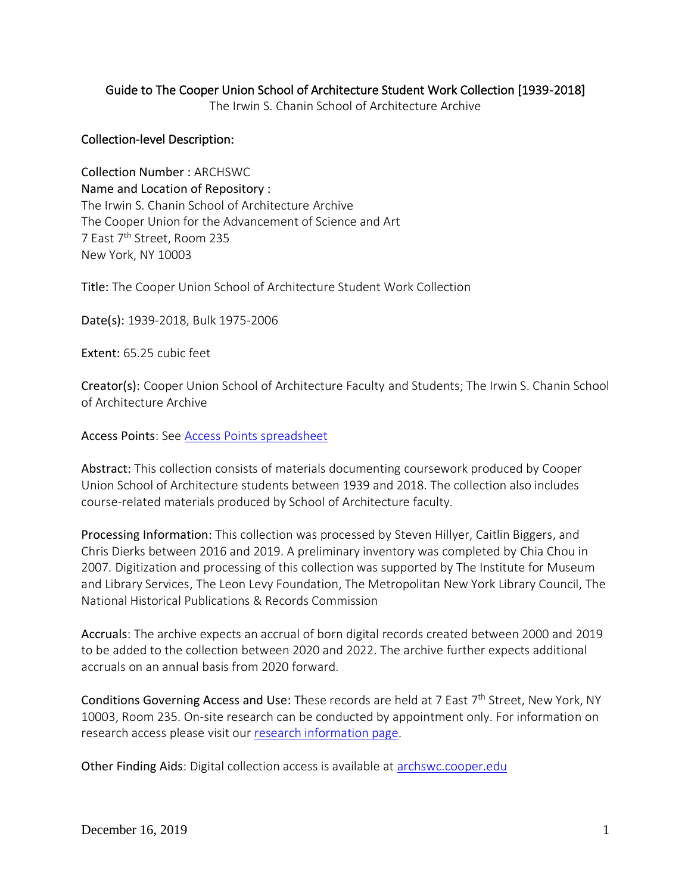# Guide to The Cooper Union School of Architecture Student Work Collection [1939-2018]

The Irwin S. Chanin School of Architecture Archive

## Collection-level Description:

Collection Number : ARCHSWC

Name and Location of Repository :
The Irwin S. Chanin School of Architecture Archive
The Cooper Union for the Advancement of Science and Art
7 East 7th Street, Room 235
New York, NY 10003

Title: The Cooper Union School of Architecture Student Work Collection

Date(s): 1939-2018, Bulk 1975-2006

Extent: 65.25 cubic feet

Creator(s): Cooper Union School of Architecture Faculty and Students; The Irwin S. Chanin School of Architecture Archive

Access Points: See Access Points spreadsheet

Abstract: This collection consists of materials documenting coursework produced by Cooper Union School of Architecture students between 1939 and 2018. The collection also includes course-related materials produced by School of Architecture faculty.

Processing Information: This collection was processed by Steven Hillyer, Caitlin Biggers, and Chris Dierks between 2016 and 2019. A preliminary inventory was completed by Chia Chou in 2007. Digitization and processing of this collection was supported by The Institute for Museum and Library Services, The Leon Levy Foundation, The Metropolitan New York Library Council, The National Historical Publications & Records Commission

Accruals: The archive expects an accrual of born digital records created between 2000 and 2019 to be added to the collection between 2020 and 2022. The archive further expects additional accruals on an annual basis from 2020 forward.

Conditions Governing Access and Use: These records are held at 7 East 7th Street, New York, NY 10003, Room 235. On-site research can be conducted by appointment only. For information on research access please visit our research information page.

Other Finding Aids: Digital collection access is available at archswc.cooper.edu

December 16, 2019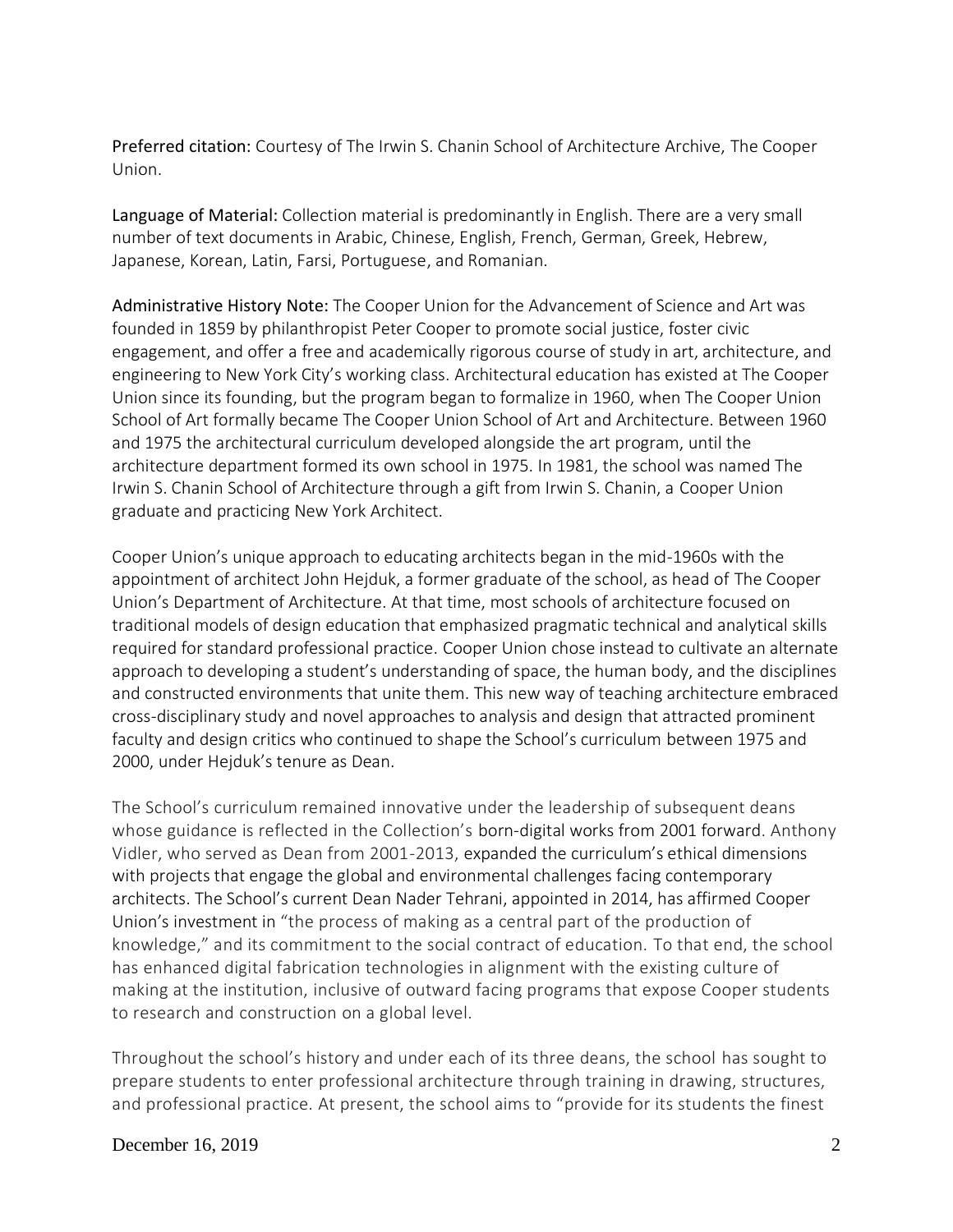**Preferred citation:** Courtesy of The Irwin S. Chanin School of Architecture Archive, The Cooper Union.

**Language of Material:** Collection material is predominantly in English. There are a very small number of text documents in Arabic, Chinese, English, French, German, Greek, Hebrew, Japanese, Korean, Latin, Farsi, Portuguese, and Romanian.

**Administrative History Note:** The Cooper Union for the Advancement of Science and Art was founded in 1859 by philanthropist Peter Cooper to promote social justice, foster civic engagement, and offer a free and academically rigorous course of study in art, architecture, and engineering to New York City's working class. Architectural education has existed at The Cooper Union since its founding, but the program began to formalize in 1960, when The Cooper Union School of Art formally became The Cooper Union School of Art and Architecture. Between 1960 and 1975 the architectural curriculum developed alongside the art program, until the architecture department formed its own school in 1975. In 1981, the school was named The Irwin S. Chanin School of Architecture through a gift from Irwin S. Chanin, a Cooper Union graduate and practicing New York Architect.

Cooper Union's unique approach to educating architects began in the mid-1960s with the appointment of architect John Hejduk, a former graduate of the school, as head of The Cooper Union's Department of Architecture. At that time, most schools of architecture focused on traditional models of design education that emphasized pragmatic technical and analytical skills required for standard professional practice. Cooper Union chose instead to cultivate an alternate approach to developing a student's understanding of space, the human body, and the disciplines and constructed environments that unite them. This new way of teaching architecture embraced cross-disciplinary study and novel approaches to analysis and design that attracted prominent faculty and design critics who continued to shape the School's curriculum between 1975 and 2000, under Hejduk's tenure as Dean.

The School's curriculum remained innovative under the leadership of subsequent deans whose guidance is reflected in the Collection's born-digital works from 2001 forward. Anthony Vidler, who served as Dean from 2001-2013, expanded the curriculum's ethical dimensions with projects that engage the global and environmental challenges facing contemporary architects. The School's current Dean Nader Tehrani, appointed in 2014, has affirmed Cooper Union's investment in "the process of making as a central part of the production of knowledge," and its commitment to the social contract of education. To that end, the school has enhanced digital fabrication technologies in alignment with the existing culture of making at the institution, inclusive of outward facing programs that expose Cooper students to research and construction on a global level.

Throughout the school's history and under each of its three deans, the school has sought to prepare students to enter professional architecture through training in drawing, structures, and professional practice. At present, the school aims to "provide for its students the finest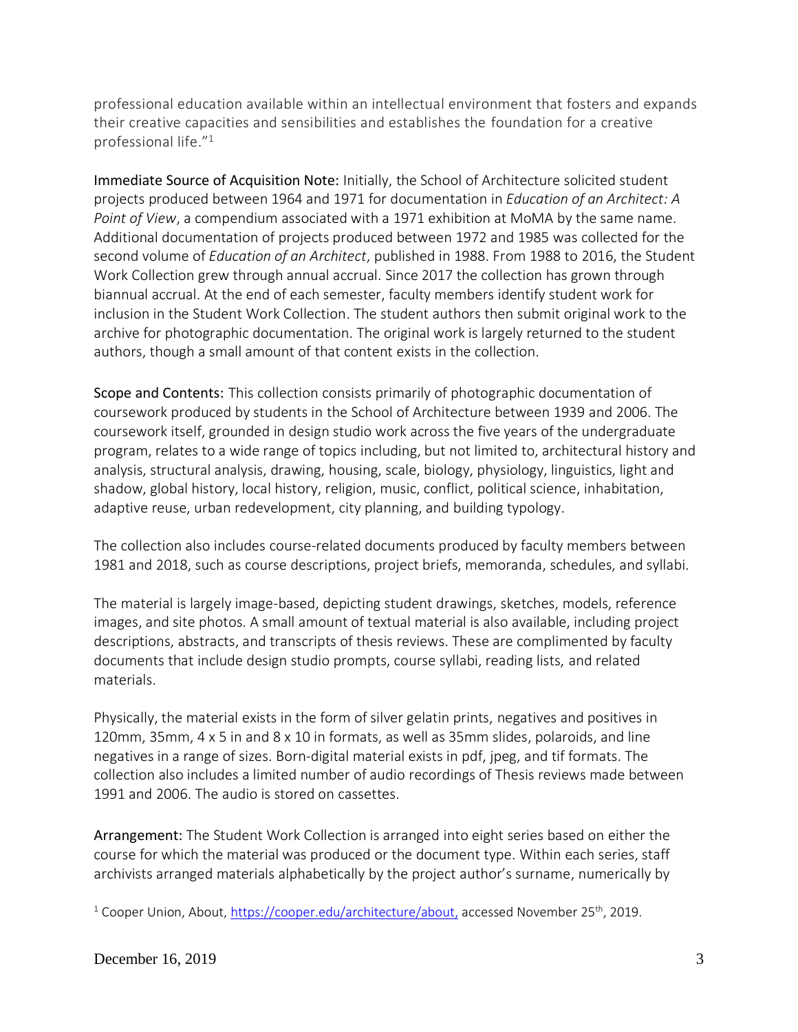professional education available within an intellectual environment that fosters and expands their creative capacities and sensibilities and establishes the foundation for a creative professional life."[1]

Immediate Source of Acquisition Note: Initially, the School of Architecture solicited student projects produced between 1964 and 1971 for documentation in *Education of an Architect: A Point of View*, a compendium associated with a 1971 exhibition at MoMA by the same name. Additional documentation of projects produced between 1972 and 1985 was collected for the second volume of *Education of an Architect*, published in 1988. From 1988 to 2016, the Student Work Collection grew through annual accrual. Since 2017 the collection has grown through biannual accrual. At the end of each semester, faculty members identify student work for inclusion in the Student Work Collection. The student authors then submit original work to the archive for photographic documentation. The original work is largely returned to the student authors, though a small amount of that content exists in the collection.

Scope and Contents: This collection consists primarily of photographic documentation of coursework produced by students in the School of Architecture between 1939 and 2006. The coursework itself, grounded in design studio work across the five years of the undergraduate program, relates to a wide range of topics including, but not limited to, architectural history and analysis, structural analysis, drawing, housing, scale, biology, physiology, linguistics, light and shadow, global history, local history, religion, music, conflict, political science, inhabitation, adaptive reuse, urban redevelopment, city planning, and building typology.

The collection also includes course-related documents produced by faculty members between 1981 and 2018, such as course descriptions, project briefs, memoranda, schedules, and syllabi.

The material is largely image-based, depicting student drawings, sketches, models, reference images, and site photos. A small amount of textual material is also available, including project descriptions, abstracts, and transcripts of thesis reviews. These are complimented by faculty documents that include design studio prompts, course syllabi, reading lists, and related materials.

Physically, the material exists in the form of silver gelatin prints, negatives and positives in 120mm, 35mm, 4 x 5 in and 8 x 10 in formats, as well as 35mm slides, polaroids, and line negatives in a range of sizes. Born-digital material exists in pdf, jpeg, and tif formats. The collection also includes a limited number of audio recordings of Thesis reviews made between 1991 and 2006. The audio is stored on cassettes.

Arrangement: The Student Work Collection is arranged into eight series based on either the course for which the material was produced or the document type. Within each series, staff archivists arranged materials alphabetically by the project author's surname, numerically by

[1] Cooper Union, About, https://cooper.edu/architecture/about, accessed November 25th, 2019.

December 16, 2019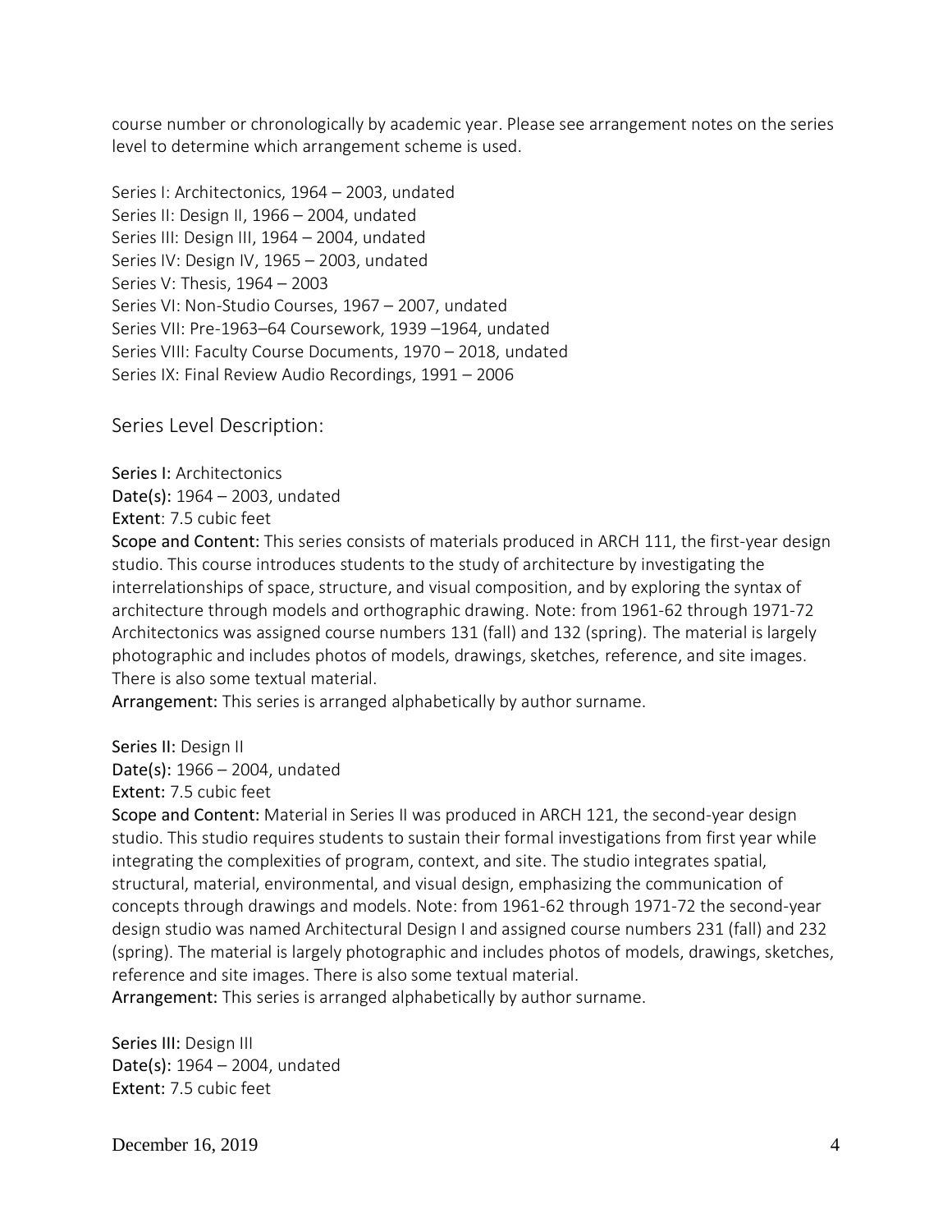course number or chronologically by academic year. Please see arrangement notes on the series level to determine which arrangement scheme is used.

Series I: Architectonics, 1964 – 2003, undated
Series II: Design II, 1966 – 2004, undated
Series III: Design III, 1964 – 2004, undated
Series IV: Design IV, 1965 – 2003, undated
Series V: Thesis, 1964 – 2003
Series VI: Non-Studio Courses, 1967 – 2007, undated
Series VII: Pre-1963–64 Coursework, 1939 –1964, undated
Series VIII: Faculty Course Documents, 1970 – 2018, undated
Series IX: Final Review Audio Recordings, 1991 – 2006

## Series Level Description:

**Series I:** Architectonics
**Date(s):** 1964 – 2003, undated
**Extent**: 7.5 cubic feet
**Scope and Content:** This series consists of materials produced in ARCH 111, the first-year design studio. This course introduces students to the study of architecture by investigating the interrelationships of space, structure, and visual composition, and by exploring the syntax of architecture through models and orthographic drawing. Note: from 1961-62 through 1971-72 Architectonics was assigned course numbers 131 (fall) and 132 (spring). The material is largely photographic and includes photos of models, drawings, sketches, reference, and site images. There is also some textual material.
**Arrangement:** This series is arranged alphabetically by author surname.

**Series II:** Design II
**Date(s):** 1966 – 2004, undated
**Extent:** 7.5 cubic feet
**Scope and Content:** Material in Series II was produced in ARCH 121, the second-year design studio. This studio requires students to sustain their formal investigations from first year while integrating the complexities of program, context, and site. The studio integrates spatial, structural, material, environmental, and visual design, emphasizing the communication of concepts through drawings and models. Note: from 1961-62 through 1971-72 the second-year design studio was named Architectural Design I and assigned course numbers 231 (fall) and 232 (spring). The material is largely photographic and includes photos of models, drawings, sketches, reference and site images. There is also some textual material.
**Arrangement:** This series is arranged alphabetically by author surname.

**Series III:** Design III
**Date(s):** 1964 – 2004, undated
**Extent:** 7.5 cubic feet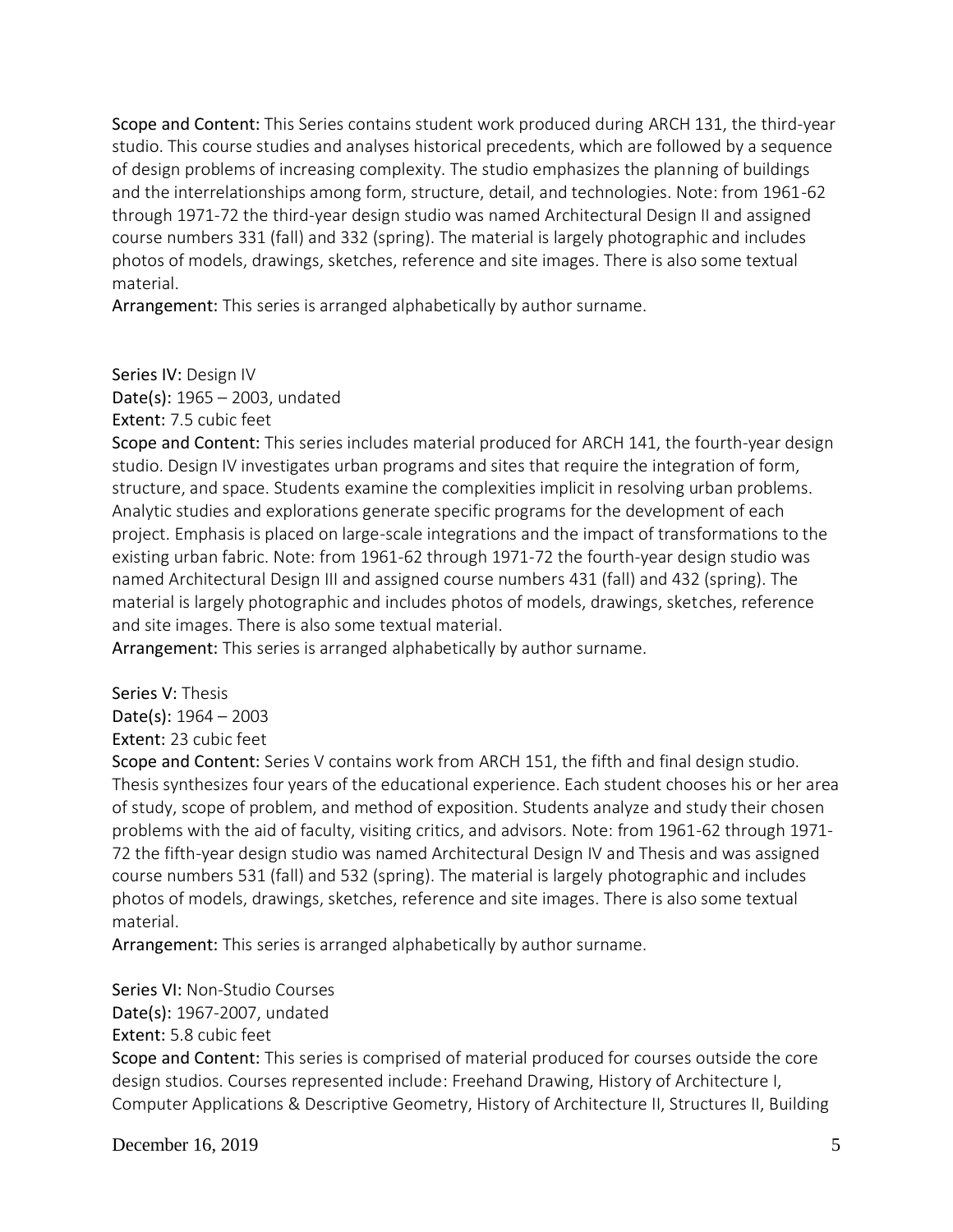**Scope and Content:** This Series contains student work produced during ARCH 131, the third-year studio. This course studies and analyses historical precedents, which are followed by a sequence of design problems of increasing complexity. The studio emphasizes the planning of buildings and the interrelationships among form, structure, detail, and technologies. Note: from 1961-62 through 1971-72 the third-year design studio was named Architectural Design II and assigned course numbers 331 (fall) and 332 (spring). The material is largely photographic and includes photos of models, drawings, sketches, reference and site images. There is also some textual material.
**Arrangement:** This series is arranged alphabetically by author surname.

**Series IV:** Design IV
**Date(s):** 1965 – 2003, undated
**Extent:** 7.5 cubic feet
**Scope and Content:** This series includes material produced for ARCH 141, the fourth-year design studio. Design IV investigates urban programs and sites that require the integration of form, structure, and space. Students examine the complexities implicit in resolving urban problems. Analytic studies and explorations generate specific programs for the development of each project. Emphasis is placed on large-scale integrations and the impact of transformations to the existing urban fabric. Note: from 1961-62 through 1971-72 the fourth-year design studio was named Architectural Design III and assigned course numbers 431 (fall) and 432 (spring). The material is largely photographic and includes photos of models, drawings, sketches, reference and site images. There is also some textual material.
**Arrangement:** This series is arranged alphabetically by author surname.

**Series V:** Thesis
**Date(s):** 1964 – 2003
**Extent:** 23 cubic feet
**Scope and Content:** Series V contains work from ARCH 151, the fifth and final design studio. Thesis synthesizes four years of the educational experience. Each student chooses his or her area of study, scope of problem, and method of exposition. Students analyze and study their chosen problems with the aid of faculty, visiting critics, and advisors. Note: from 1961-62 through 1971-72 the fifth-year design studio was named Architectural Design IV and Thesis and was assigned course numbers 531 (fall) and 532 (spring). The material is largely photographic and includes photos of models, drawings, sketches, reference and site images. There is also some textual material.
**Arrangement:** This series is arranged alphabetically by author surname.

**Series VI:** Non-Studio Courses
**Date(s):** 1967-2007, undated
**Extent:** 5.8 cubic feet
**Scope and Content:** This series is comprised of material produced for courses outside the core design studios. Courses represented include: Freehand Drawing, History of Architecture I, Computer Applications & Descriptive Geometry, History of Architecture II, Structures II, Building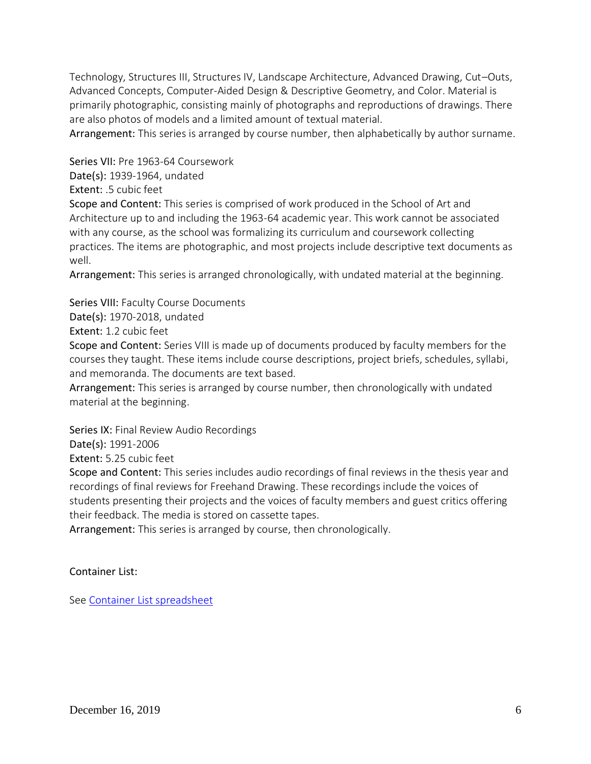Technology, Structures III, Structures IV, Landscape Architecture, Advanced Drawing, Cut–Outs, Advanced Concepts, Computer-Aided Design & Descriptive Geometry, and Color. Material is primarily photographic, consisting mainly of photographs and reproductions of drawings. There are also photos of models and a limited amount of textual material.
Arrangement: This series is arranged by course number, then alphabetically by author surname.

Series VII: Pre 1963-64 Coursework
Date(s): 1939-1964, undated
Extent: .5 cubic feet
Scope and Content: This series is comprised of work produced in the School of Art and Architecture up to and including the 1963-64 academic year. This work cannot be associated with any course, as the school was formalizing its curriculum and coursework collecting practices. The items are photographic, and most projects include descriptive text documents as well.
Arrangement: This series is arranged chronologically, with undated material at the beginning.

Series VIII: Faculty Course Documents
Date(s): 1970-2018, undated
Extent: 1.2 cubic feet
Scope and Content: Series VIII is made up of documents produced by faculty members for the courses they taught. These items include course descriptions, project briefs, schedules, syllabi, and memoranda. The documents are text based.
Arrangement: This series is arranged by course number, then chronologically with undated material at the beginning.

Series IX: Final Review Audio Recordings
Date(s): 1991-2006
Extent: 5.25 cubic feet
Scope and Content: This series includes audio recordings of final reviews in the thesis year and recordings of final reviews for Freehand Drawing. These recordings include the voices of students presenting their projects and the voices of faculty members and guest critics offering their feedback. The media is stored on cassette tapes.
Arrangement: This series is arranged by course, then chronologically.

Container List:

See Container List spreadsheet

December 16, 2019